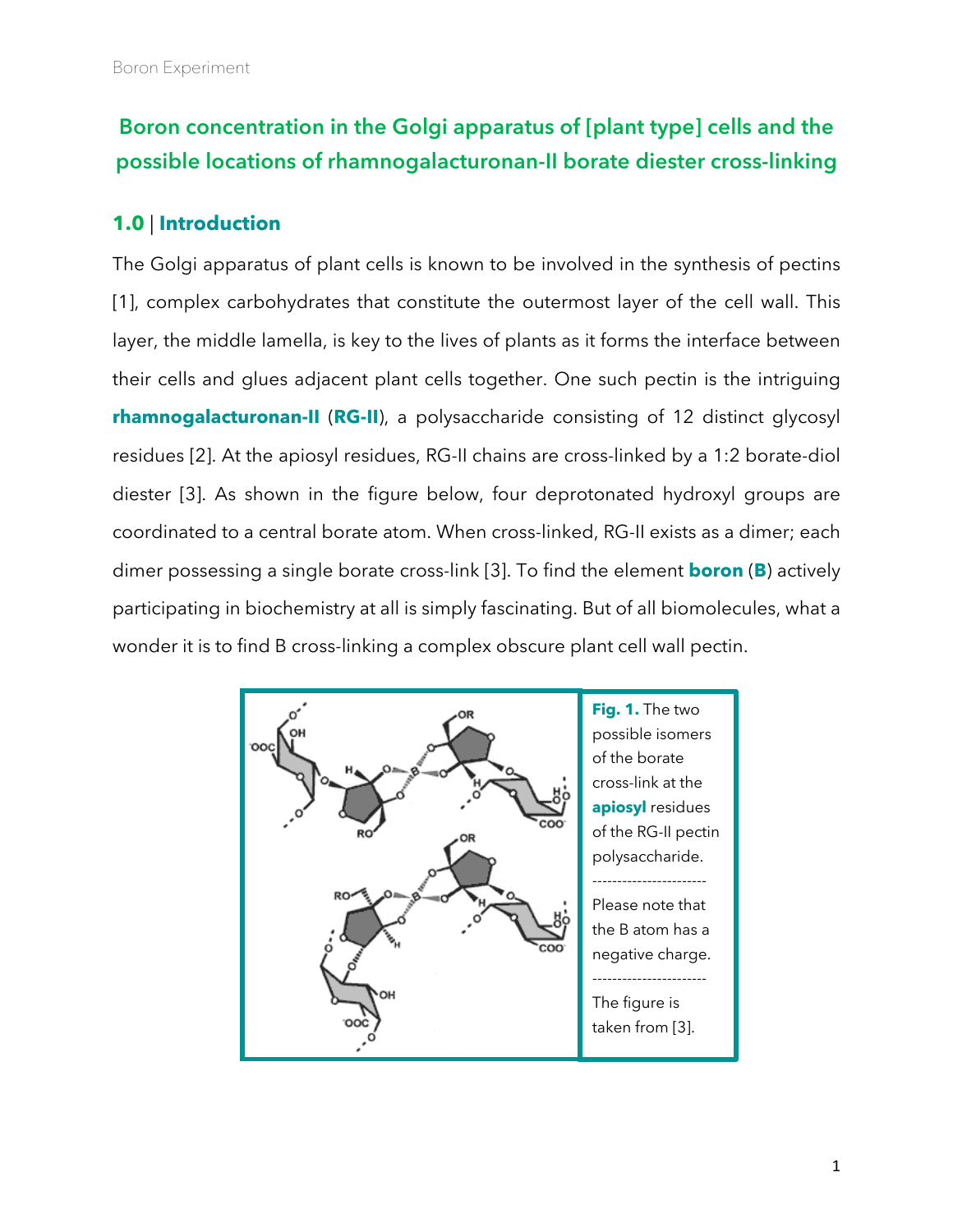# Boron concentration in the Golgi apparatus of [plant type] cells and the possible locations of rhamnogalacturonan-II borate diester cross-linking

## 1.0 | Introduction

The Golgi apparatus of plant cells is known to be involved in the synthesis of pectins [1], complex carbohydrates that constitute the outermost layer of the cell wall. This layer, the middle lamella, is key to the lives of plants as it forms the interface between their cells and glues adjacent plant cells together. One such pectin is the intriguing **rhamnogalacturonan-II** (**RG-II**), a polysaccharide consisting of 12 distinct glycosyl residues [2]. At the apiosyl residues, RG-II chains are cross-linked by a 1:2 borate-diol diester [3]. As shown in the figure below, four deprotonated hydroxyl groups are coordinated to a central borate atom. When cross-linked, RG-II exists as a dimer; each dimer possessing a single borate cross-link [3]. To find the element **boron** (**B**) actively participating in biochemistry at all is simply fascinating. But of all biomolecules, what a wonder it is to find B cross-linking a complex obscure plant cell wall pectin.

**Fig. 1.** The two possible isomers of the borate cross-link at the **apiosyl** residues of the RG-II pectin polysaccharide.

----------------------

Please note that the B atom has a negative charge.

----------------------

The figure is taken from [3].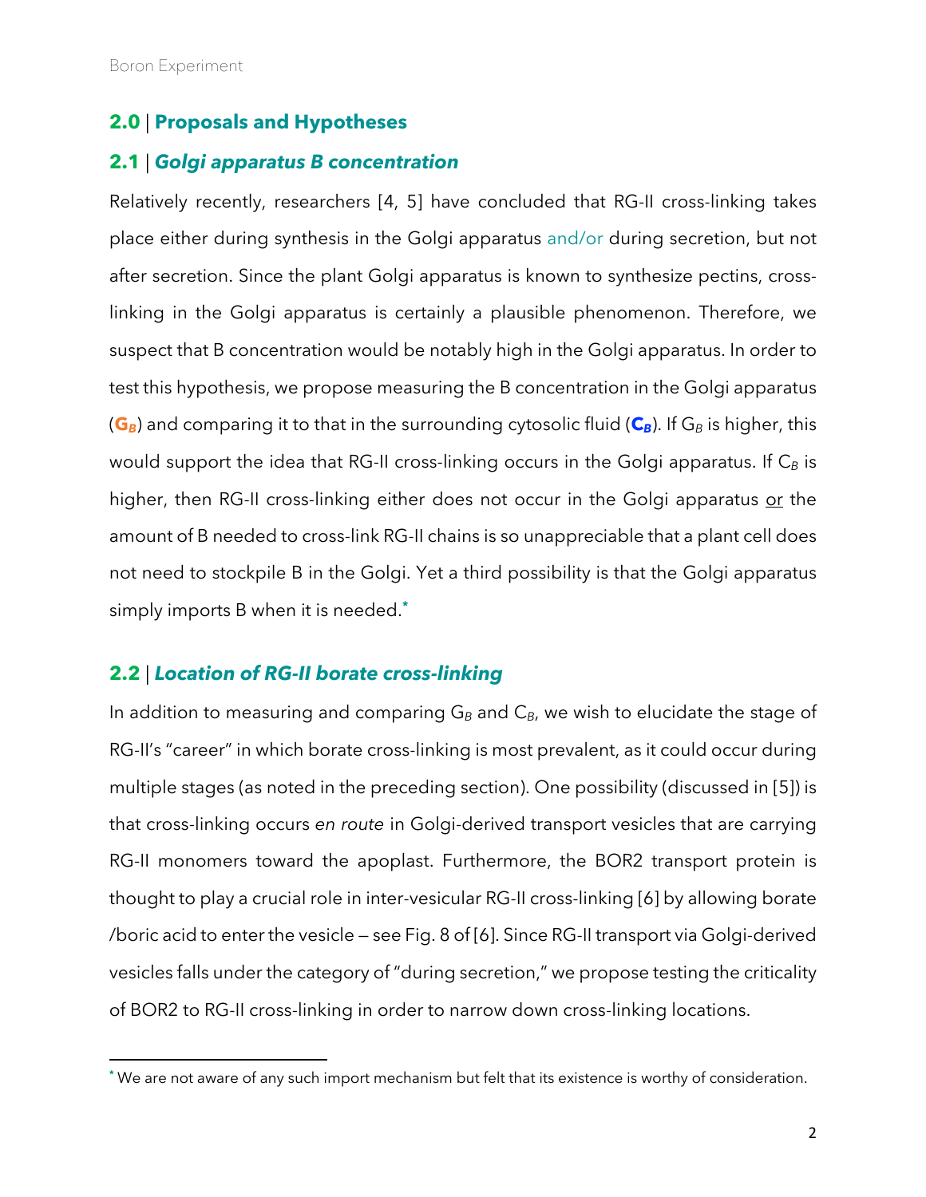## 2.0 | Proposals and Hypotheses

### 2.1 | *Golgi apparatus B concentration*

Relatively recently, researchers [4, 5] have concluded that RG-II cross-linking takes place either during synthesis in the Golgi apparatus and/or during secretion, but not after secretion. Since the plant Golgi apparatus is known to synthesize pectins, cross-linking in the Golgi apparatus is certainly a plausible phenomenon. Therefore, we suspect that B concentration would be notably high in the Golgi apparatus. In order to test this hypothesis, we propose measuring the B concentration in the Golgi apparatus (**$G_B$**) and comparing it to that in the surrounding cytosolic fluid (**$C_B$**). If $G_B$ is higher, this would support the idea that RG-II cross-linking occurs in the Golgi apparatus. If $C_B$ is higher, then RG-II cross-linking either does not occur in the Golgi apparatus <u>or</u> the amount of B needed to cross-link RG-II chains is so unappreciable that a plant cell does not need to stockpile B in the Golgi. Yet a third possibility is that the Golgi apparatus simply imports B when it is needed.*

### 2.2 | *Location of RG-II borate cross-linking*

In addition to measuring and comparing $G_B$ and $C_B$, we wish to elucidate the stage of RG-II's "career" in which borate cross-linking is most prevalent, as it could occur during multiple stages (as noted in the preceding section). One possibility (discussed in [5]) is that cross-linking occurs *en route* in Golgi-derived transport vesicles that are carrying RG-II monomers toward the apoplast. Furthermore, the BOR2 transport protein is thought to play a crucial role in inter-vesicular RG-II cross-linking [6] by allowing borate /boric acid to enter the vesicle — see Fig. 8 of [6]. Since RG-II transport via Golgi-derived vesicles falls under the category of "during secretion," we propose testing the criticality of BOR2 to RG-II cross-linking in order to narrow down cross-linking locations.

---

* We are not aware of any such import mechanism but felt that its existence is worthy of consideration.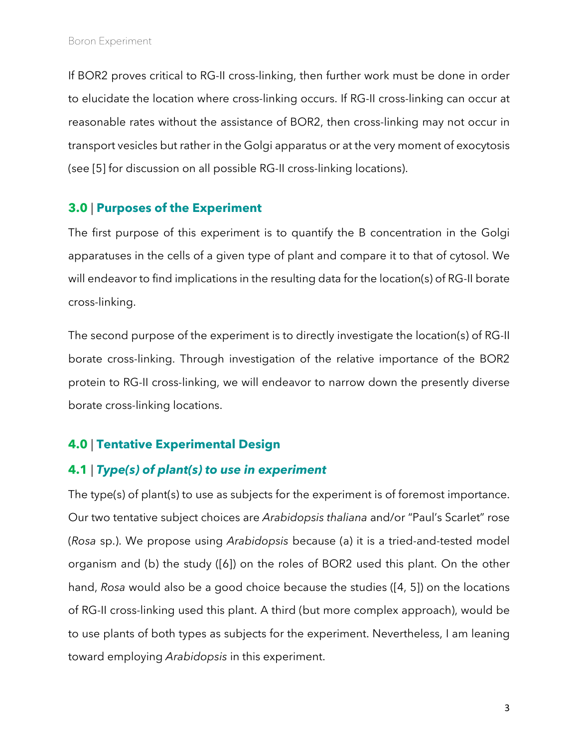If BOR2 proves critical to RG-II cross-linking, then further work must be done in order to elucidate the location where cross-linking occurs. If RG-II cross-linking can occur at reasonable rates without the assistance of BOR2, then cross-linking may not occur in transport vesicles but rather in the Golgi apparatus or at the very moment of exocytosis (see [5] for discussion on all possible RG-II cross-linking locations).

## 3.0 | Purposes of the Experiment

The first purpose of this experiment is to quantify the B concentration in the Golgi apparatuses in the cells of a given type of plant and compare it to that of cytosol. We will endeavor to find implications in the resulting data for the location(s) of RG-II borate cross-linking.

The second purpose of the experiment is to directly investigate the location(s) of RG-II borate cross-linking. Through investigation of the relative importance of the BOR2 protein to RG-II cross-linking, we will endeavor to narrow down the presently diverse borate cross-linking locations.

## 4.0 | Tentative Experimental Design

### 4.1 | *Type(s) of plant(s) to use in experiment*

The type(s) of plant(s) to use as subjects for the experiment is of foremost importance. Our two tentative subject choices are *Arabidopsis thaliana* and/or "Paul's Scarlet" rose (*Rosa* sp.). We propose using *Arabidopsis* because (a) it is a tried-and-tested model organism and (b) the study ([6]) on the roles of BOR2 used this plant. On the other hand, *Rosa* would also be a good choice because the studies ([4, 5]) on the locations of RG-II cross-linking used this plant. A third (but more complex approach), would be to use plants of both types as subjects for the experiment. Nevertheless, I am leaning toward employing *Arabidopsis* in this experiment.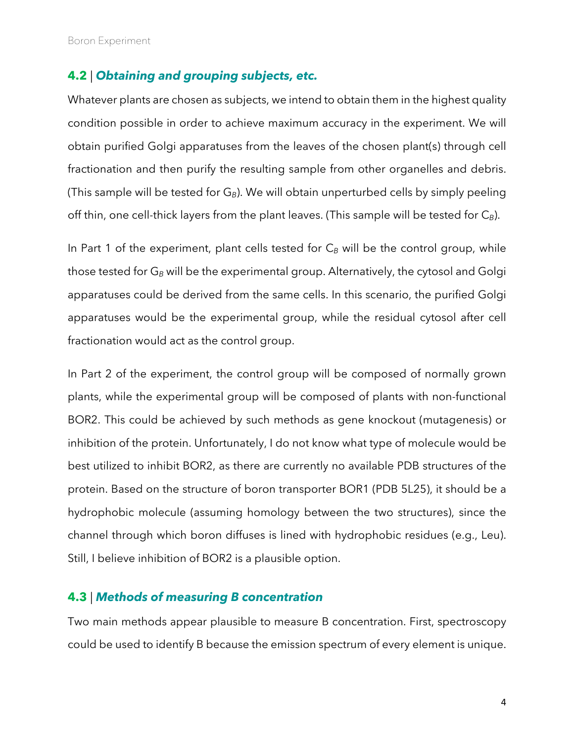## 4.2 | *Obtaining and grouping subjects, etc.*

Whatever plants are chosen as subjects, we intend to obtain them in the highest quality condition possible in order to achieve maximum accuracy in the experiment. We will obtain purified Golgi apparatuses from the leaves of the chosen plant(s) through cell fractionation and then purify the resulting sample from other organelles and debris. (This sample will be tested for $G_B$). We will obtain unperturbed cells by simply peeling off thin, one cell-thick layers from the plant leaves. (This sample will be tested for $C_B$).

In Part 1 of the experiment, plant cells tested for $C_B$ will be the control group, while those tested for $G_B$ will be the experimental group. Alternatively, the cytosol and Golgi apparatuses could be derived from the same cells. In this scenario, the purified Golgi apparatuses would be the experimental group, while the residual cytosol after cell fractionation would act as the control group.

In Part 2 of the experiment, the control group will be composed of normally grown plants, while the experimental group will be composed of plants with non-functional BOR2. This could be achieved by such methods as gene knockout (mutagenesis) or inhibition of the protein. Unfortunately, I do not know what type of molecule would be best utilized to inhibit BOR2, as there are currently no available PDB structures of the protein. Based on the structure of boron transporter BOR1 (PDB 5L25), it should be a hydrophobic molecule (assuming homology between the two structures), since the channel through which boron diffuses is lined with hydrophobic residues (e.g., Leu). Still, I believe inhibition of BOR2 is a plausible option.

## 4.3 | *Methods of measuring B concentration*

Two main methods appear plausible to measure B concentration. First, spectroscopy could be used to identify B because the emission spectrum of every element is unique.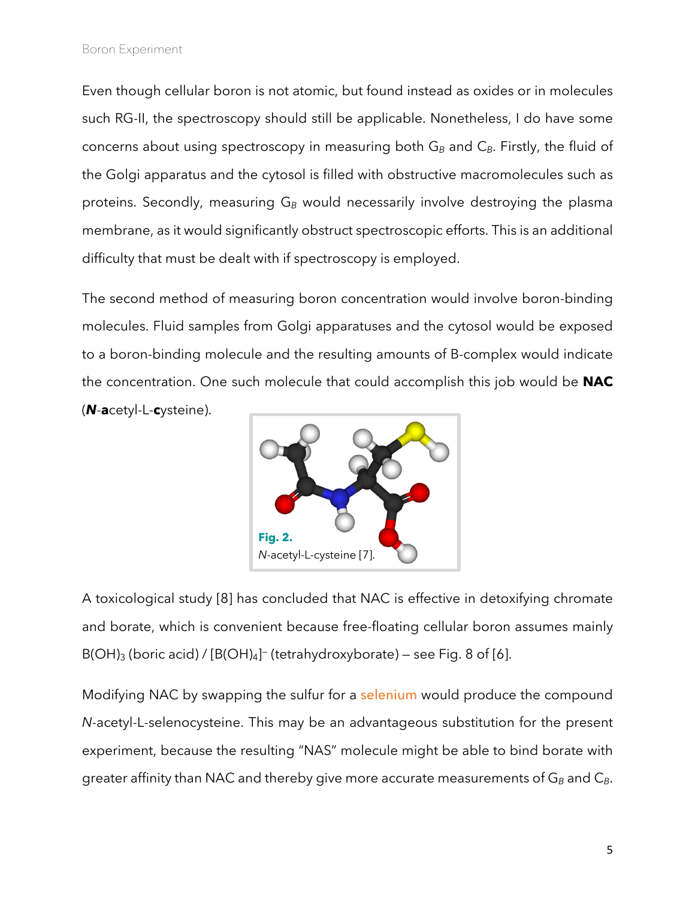Even though cellular boron is not atomic, but found instead as oxides or in molecules such RG-II, the spectroscopy should still be applicable. Nonetheless, I do have some concerns about using spectroscopy in measuring both $G_B$ and $C_B$. Firstly, the fluid of the Golgi apparatus and the cytosol is filled with obstructive macromolecules such as proteins. Secondly, measuring $G_B$ would necessarily involve destroying the plasma membrane, as it would significantly obstruct spectroscopic efforts. This is an additional difficulty that must be dealt with if spectroscopy is employed.

The second method of measuring boron concentration would involve boron-binding molecules. Fluid samples from Golgi apparatuses and the cytosol would be exposed to a boron-binding molecule and the resulting amounts of B-complex would indicate the concentration. One such molecule that could accomplish this job would be **NAC** (***N***-**a**cetyl-L-**c**ysteine).

**Fig. 2.**
*N*-acetyl-L-cysteine [7].

A toxicological study [8] has concluded that NAC is effective in detoxifying chromate and borate, which is convenient because free-floating cellular boron assumes mainly $B(OH)_3$ (boric acid) / $[B(OH)_4]^-$ (tetrahydroxyborate) – see Fig. 8 of [6].

Modifying NAC by swapping the sulfur for a selenium would produce the compound *N*-acetyl-L-selenocysteine. This may be an advantageous substitution for the present experiment, because the resulting "NAS" molecule might be able to bind borate with greater affinity than NAC and thereby give more accurate measurements of $G_B$ and $C_B$.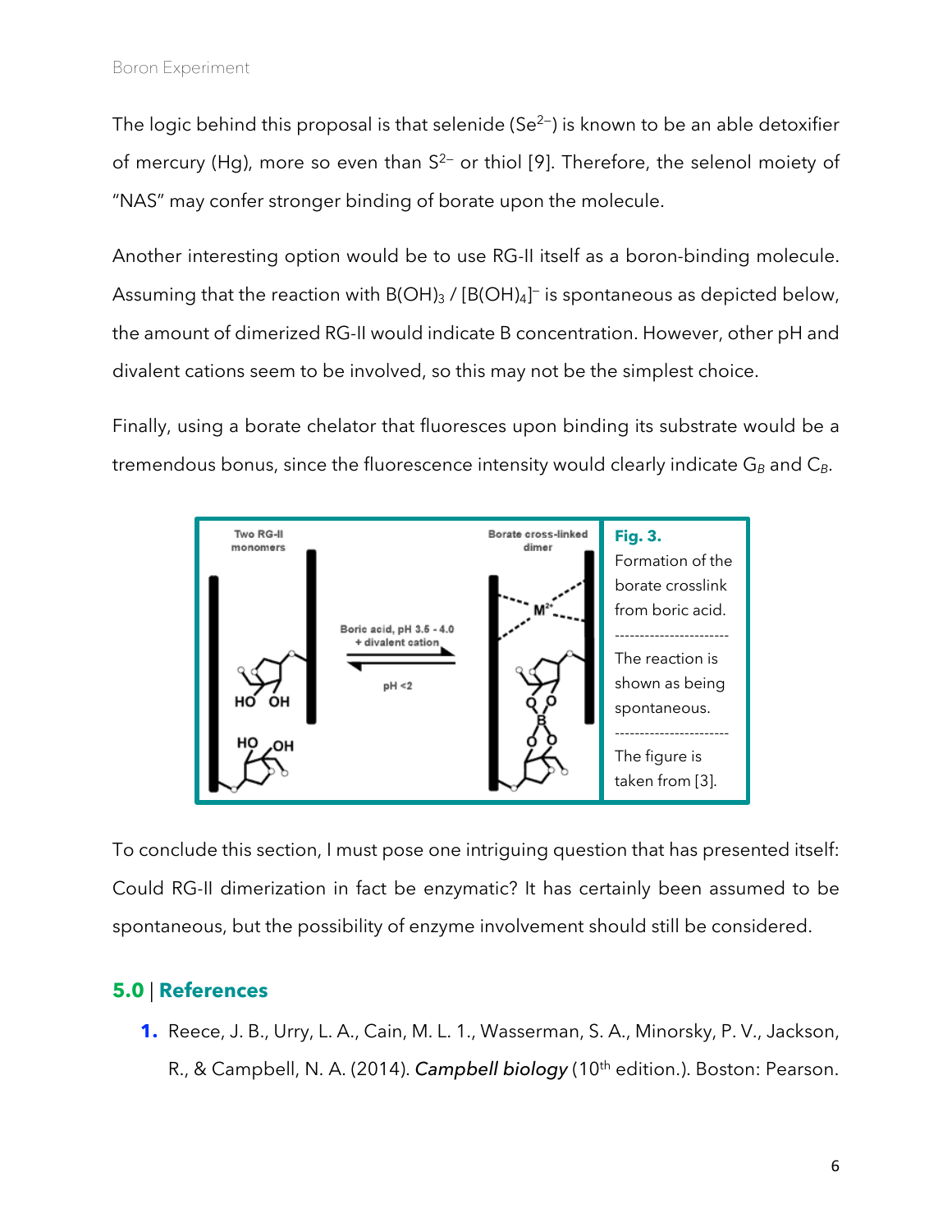The logic behind this proposal is that selenide ($Se^{2-}$) is known to be an able detoxifier of mercury (Hg), more so even than $S^{2-}$ or thiol [9]. Therefore, the selenol moiety of "NAS" may confer stronger binding of borate upon the molecule.

Another interesting option would be to use RG-II itself as a boron-binding molecule. Assuming that the reaction with $B(OH)_3$ / $[B(OH)_4]^-$ is spontaneous as depicted below, the amount of dimerized RG-II would indicate B concentration. However, other pH and divalent cations seem to be involved, so this may not be the simplest choice.

Finally, using a borate chelator that fluoresces upon binding its substrate would be a tremendous bonus, since the fluorescence intensity would clearly indicate $G_B$ and $C_B$.

Two RG-II monomers | Boric acid, pH 3.5 - 4.0 + divalent cation | pH <2 | Borate cross-linked dimer

**Fig. 3.** Formation of the borate crosslink from boric acid.

The reaction is shown as being spontaneous.

The figure is taken from [3].

To conclude this section, I must pose one intriguing question that has presented itself: Could RG-II dimerization in fact be enzymatic? It has certainly been assumed to be spontaneous, but the possibility of enzyme involvement should still be considered.

## 5.0 | References

1. Reece, J. B., Urry, L. A., Cain, M. L. 1., Wasserman, S. A., Minorsky, P. V., Jackson, R., & Campbell, N. A. (2014). *Campbell biology* (10th edition.). Boston: Pearson.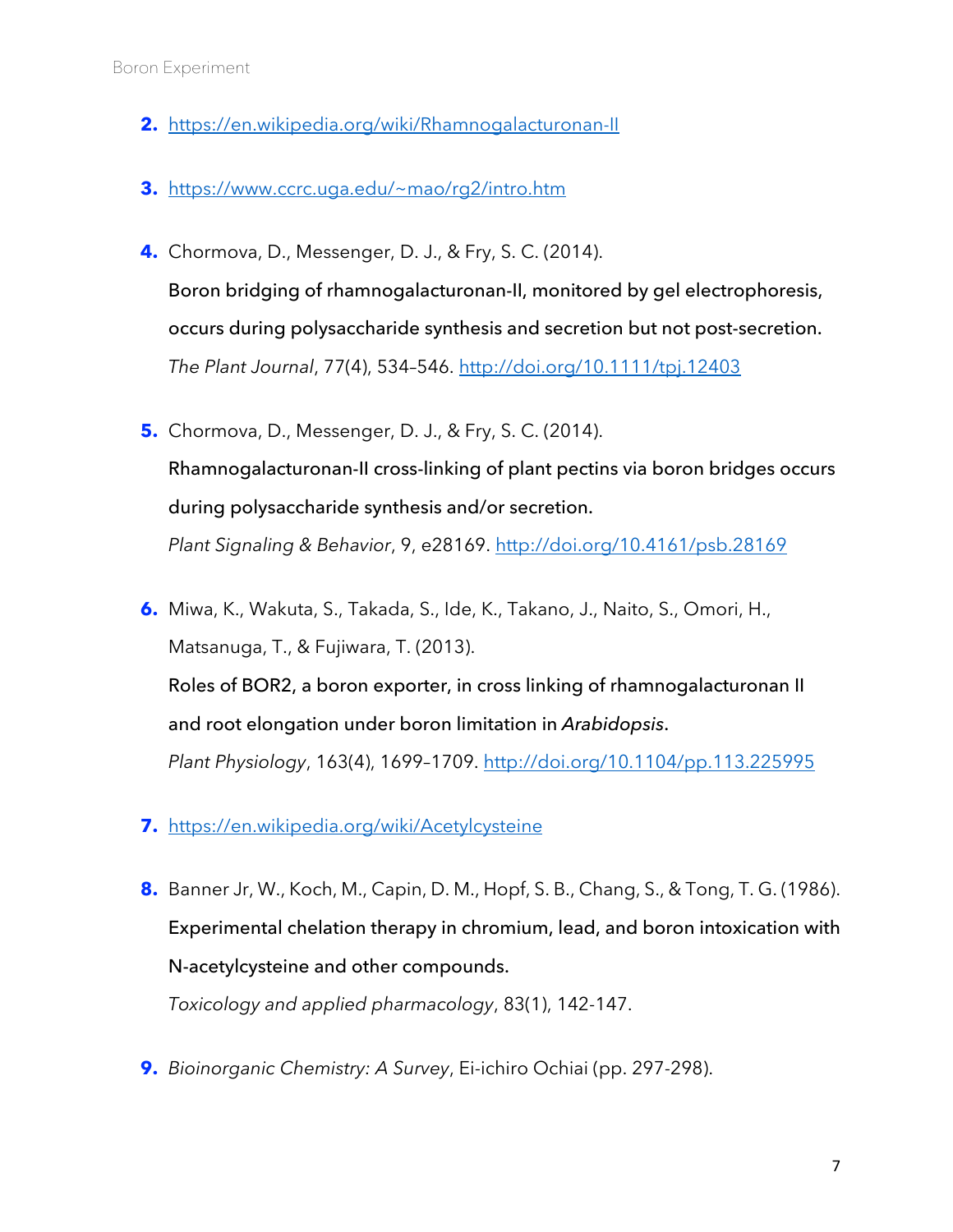2. https://en.wikipedia.org/wiki/Rhamnogalacturonan-II

3. https://www.ccrc.uga.edu/~mao/rg2/intro.htm

4. Chormova, D., Messenger, D. J., & Fry, S. C. (2014).
   Boron bridging of rhamnogalacturonan-II, monitored by gel electrophoresis, occurs during polysaccharide synthesis and secretion but not post-secretion.
   *The Plant Journal*, 77(4), 534–546. http://doi.org/10.1111/tpj.12403

5. Chormova, D., Messenger, D. J., & Fry, S. C. (2014).
   Rhamnogalacturonan-II cross-linking of plant pectins via boron bridges occurs during polysaccharide synthesis and/or secretion.
   *Plant Signaling & Behavior*, 9, e28169. http://doi.org/10.4161/psb.28169

6. Miwa, K., Wakuta, S., Takada, S., Ide, K., Takano, J., Naito, S., Omori, H., Matsanuga, T., & Fujiwara, T. (2013).
   Roles of BOR2, a boron exporter, in cross linking of rhamnogalacturonan II and root elongation under boron limitation in *Arabidopsis*.
   *Plant Physiology*, 163(4), 1699–1709. http://doi.org/10.1104/pp.113.225995

7. https://en.wikipedia.org/wiki/Acetylcysteine

8. Banner Jr, W., Koch, M., Capin, D. M., Hopf, S. B., Chang, S., & Tong, T. G. (1986).
   Experimental chelation therapy in chromium, lead, and boron intoxication with N-acetylcysteine and other compounds.
   *Toxicology and applied pharmacology*, 83(1), 142-147.

9. *Bioinorganic Chemistry: A Survey*, Ei-ichiro Ochiai (pp. 297-298).